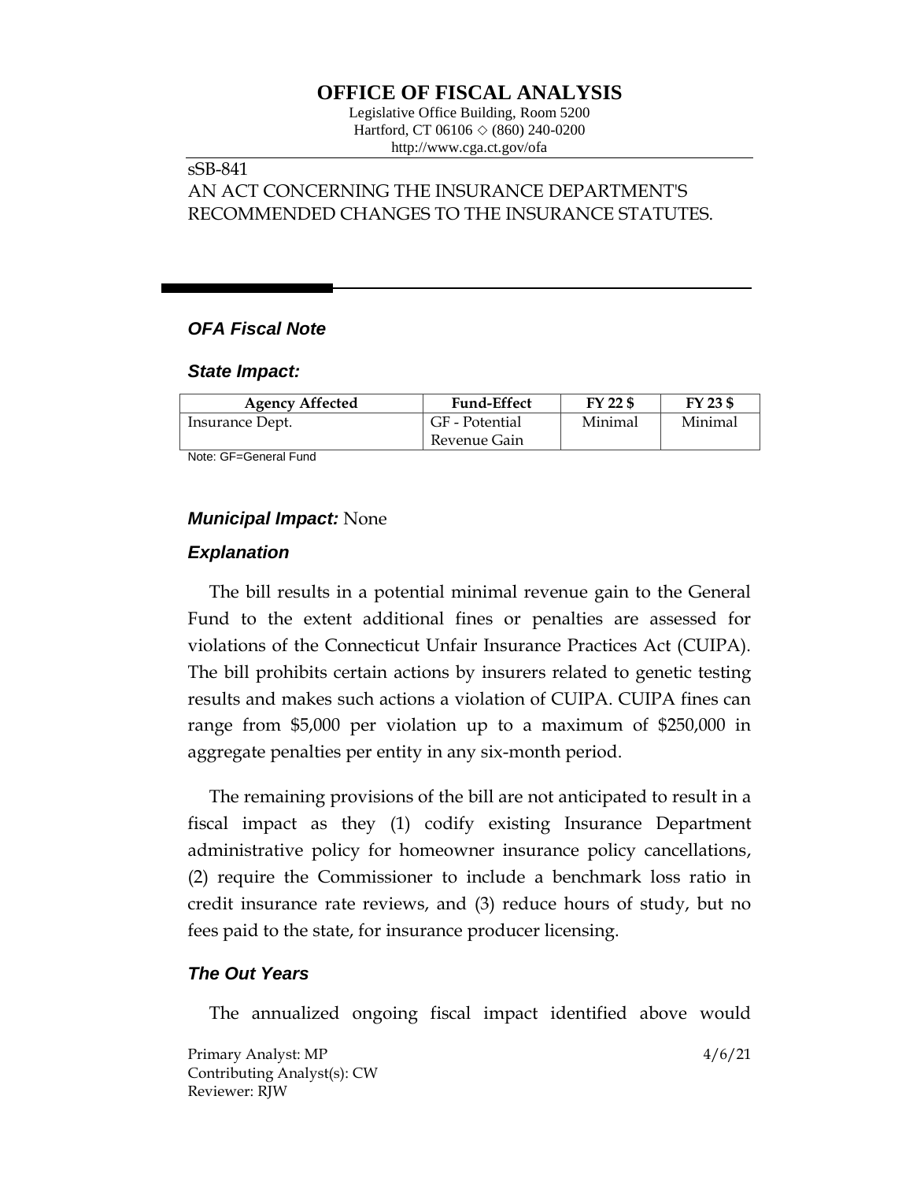# OFFICE OF FISCAL ANALYSIS

Legislative Office Building, Room 5200
Hartford, CT 06106 ◇ (860) 240-0200
http://www.cga.ct.gov/ofa

sSB-841
AN ACT CONCERNING THE INSURANCE DEPARTMENT'S RECOMMENDED CHANGES TO THE INSURANCE STATUTES.

## *OFA Fiscal Note*

### *State Impact:*

| Agency Affected | Fund-Effect | FY 22 $ | FY 23 $ |
|---|---|---|---|
| Insurance Dept. | GF - Potential Revenue Gain | Minimal | Minimal |

Note: GF=General Fund

### *Municipal Impact:* None

### *Explanation*

The bill results in a potential minimal revenue gain to the General Fund to the extent additional fines or penalties are assessed for violations of the Connecticut Unfair Insurance Practices Act (CUIPA). The bill prohibits certain actions by insurers related to genetic testing results and makes such actions a violation of CUIPA. CUIPA fines can range from $5,000 per violation up to a maximum of $250,000 in aggregate penalties per entity in any six-month period.

The remaining provisions of the bill are not anticipated to result in a fiscal impact as they (1) codify existing Insurance Department administrative policy for homeowner insurance policy cancellations, (2) require the Commissioner to include a benchmark loss ratio in credit insurance rate reviews, and (3) reduce hours of study, but no fees paid to the state, for insurance producer licensing.

### *The Out Years*

The annualized ongoing fiscal impact identified above would

Primary Analyst: MP
Contributing Analyst(s): CW
Reviewer: RJW

4/6/21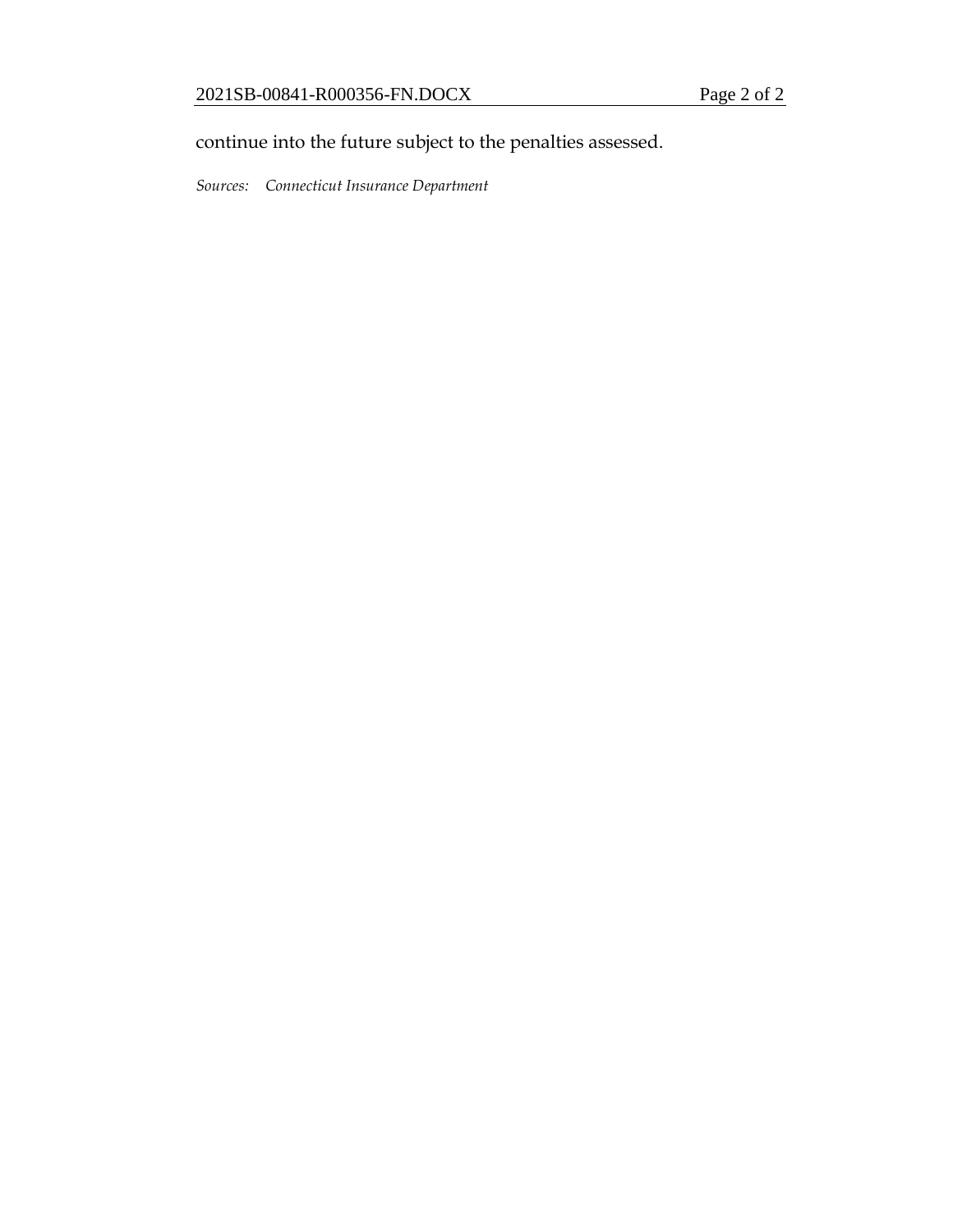continue into the future subject to the penalties assessed.

*Sources:* *Connecticut Insurance Department*